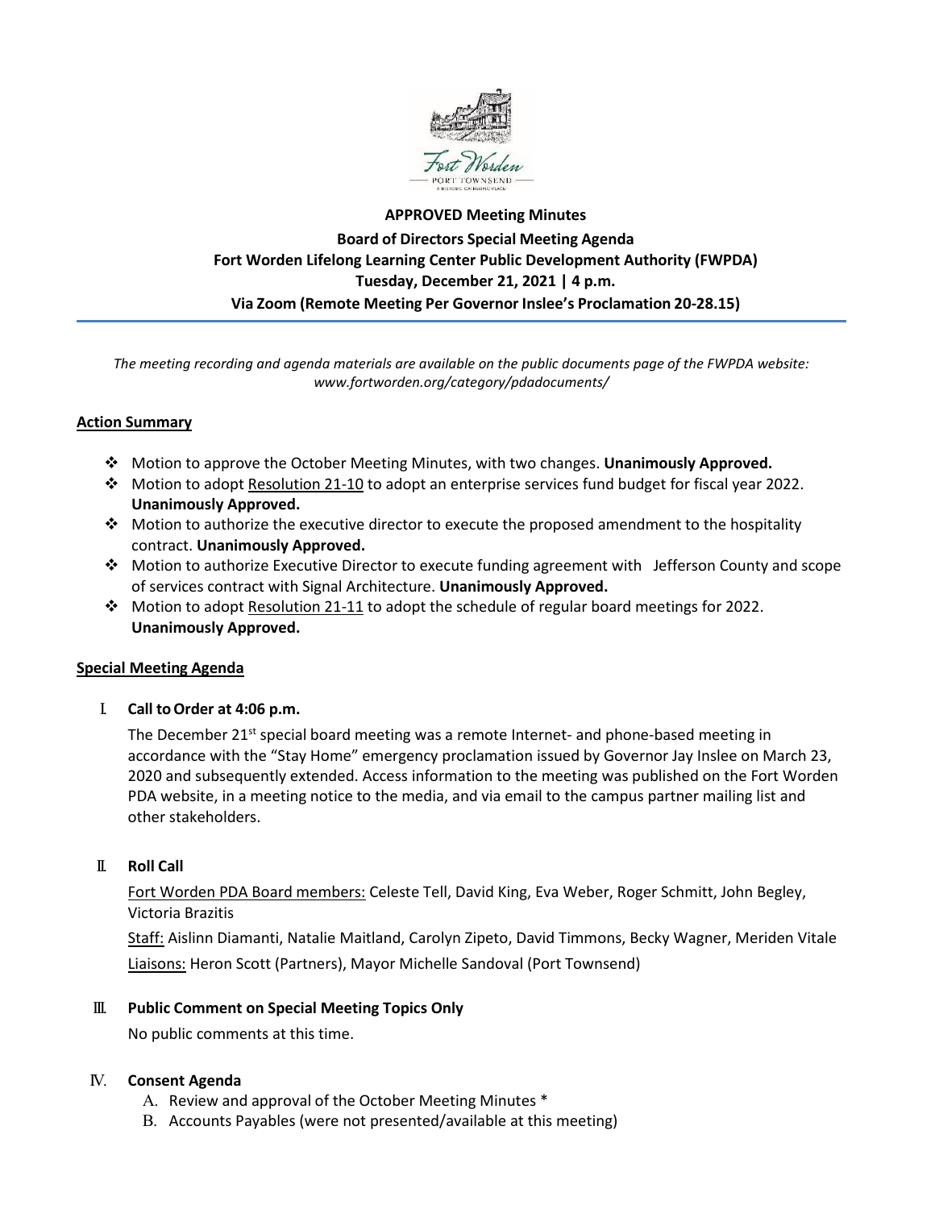**APPROVED Meeting Minutes**

**Board of Directors Special Meeting Agenda**

**Fort Worden Lifelong Learning Center Public Development Authority (FWPDA)**

**Tuesday, December 21, 2021 | 4 p.m.**

**Via Zoom (Remote Meeting Per Governor Inslee's Proclamation 20-28.15)**

*The meeting recording and agenda materials are available on the public documents page of the FWPDA website: www.fortworden.org/category/pdadocuments/*

**Action Summary**

- Motion to approve the October Meeting Minutes, with two changes. **Unanimously Approved.**
- Motion to adopt Resolution 21-10 to adopt an enterprise services fund budget for fiscal year 2022. **Unanimously Approved.**
- Motion to authorize the executive director to execute the proposed amendment to the hospitality contract. **Unanimously Approved.**
- Motion to authorize Executive Director to execute funding agreement with Jefferson County and scope of services contract with Signal Architecture. **Unanimously Approved.**
- Motion to adopt Resolution 21-11 to adopt the schedule of regular board meetings for 2022. **Unanimously Approved.**

**Special Meeting Agenda**

I. **Call to Order at 4:06 p.m.**

The December 21st special board meeting was a remote Internet- and phone-based meeting in accordance with the "Stay Home" emergency proclamation issued by Governor Jay Inslee on March 23, 2020 and subsequently extended. Access information to the meeting was published on the Fort Worden PDA website, in a meeting notice to the media, and via email to the campus partner mailing list and other stakeholders.

II. **Roll Call**

Fort Worden PDA Board members: Celeste Tell, David King, Eva Weber, Roger Schmitt, John Begley, Victoria Brazitis

Staff: Aislinn Diamanti, Natalie Maitland, Carolyn Zipeto, David Timmons, Becky Wagner, Meriden Vitale

Liaisons: Heron Scott (Partners), Mayor Michelle Sandoval (Port Townsend)

III. **Public Comment on Special Meeting Topics Only**

No public comments at this time.

IV. **Consent Agenda**

A. Review and approval of the October Meeting Minutes *
B. Accounts Payables (were not presented/available at this meeting)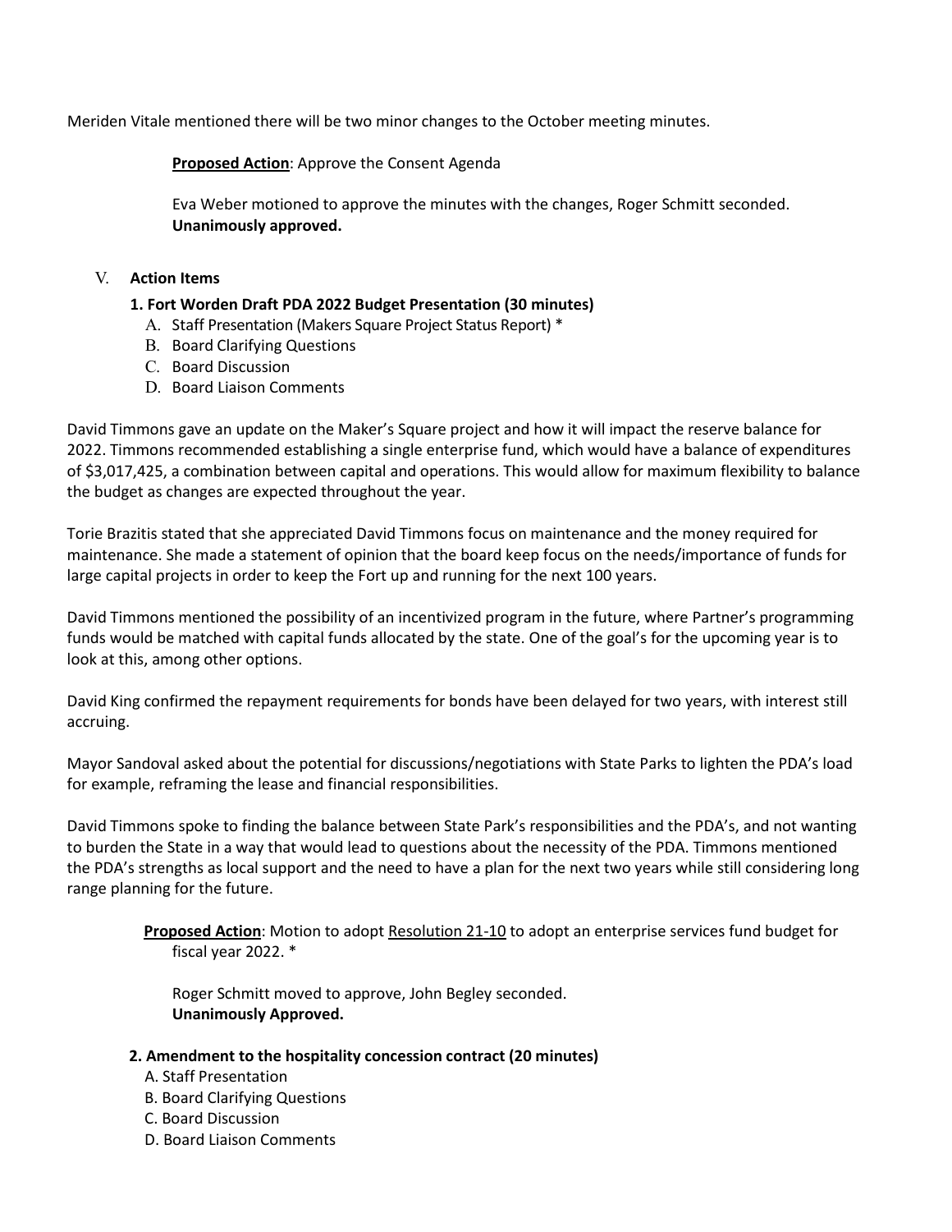Meriden Vitale mentioned there will be two minor changes to the October meeting minutes.

**Proposed Action**: Approve the Consent Agenda

Eva Weber motioned to approve the minutes with the changes, Roger Schmitt seconded. **Unanimously approved.**

## V. Action Items

### 1. Fort Worden Draft PDA 2022 Budget Presentation (30 minutes)

A. Staff Presentation (Makers Square Project Status Report) *
B. Board Clarifying Questions
C. Board Discussion
D. Board Liaison Comments

David Timmons gave an update on the Maker's Square project and how it will impact the reserve balance for 2022. Timmons recommended establishing a single enterprise fund, which would have a balance of expenditures of $3,017,425, a combination between capital and operations. This would allow for maximum flexibility to balance the budget as changes are expected throughout the year.

Torie Brazitis stated that she appreciated David Timmons focus on maintenance and the money required for maintenance. She made a statement of opinion that the board keep focus on the needs/importance of funds for large capital projects in order to keep the Fort up and running for the next 100 years.

David Timmons mentioned the possibility of an incentivized program in the future, where Partner's programming funds would be matched with capital funds allocated by the state. One of the goal's for the upcoming year is to look at this, among other options.

David King confirmed the repayment requirements for bonds have been delayed for two years, with interest still accruing.

Mayor Sandoval asked about the potential for discussions/negotiations with State Parks to lighten the PDA's load for example, reframing the lease and financial responsibilities.

David Timmons spoke to finding the balance between State Park's responsibilities and the PDA's, and not wanting to burden the State in a way that would lead to questions about the necessity of the PDA. Timmons mentioned the PDA's strengths as local support and the need to have a plan for the next two years while still considering long range planning for the future.

**Proposed Action**: Motion to adopt Resolution 21-10 to adopt an enterprise services fund budget for fiscal year 2022. *

Roger Schmitt moved to approve, John Begley seconded. **Unanimously Approved.**

### 2. Amendment to the hospitality concession contract (20 minutes)

A. Staff Presentation
B. Board Clarifying Questions
C. Board Discussion
D. Board Liaison Comments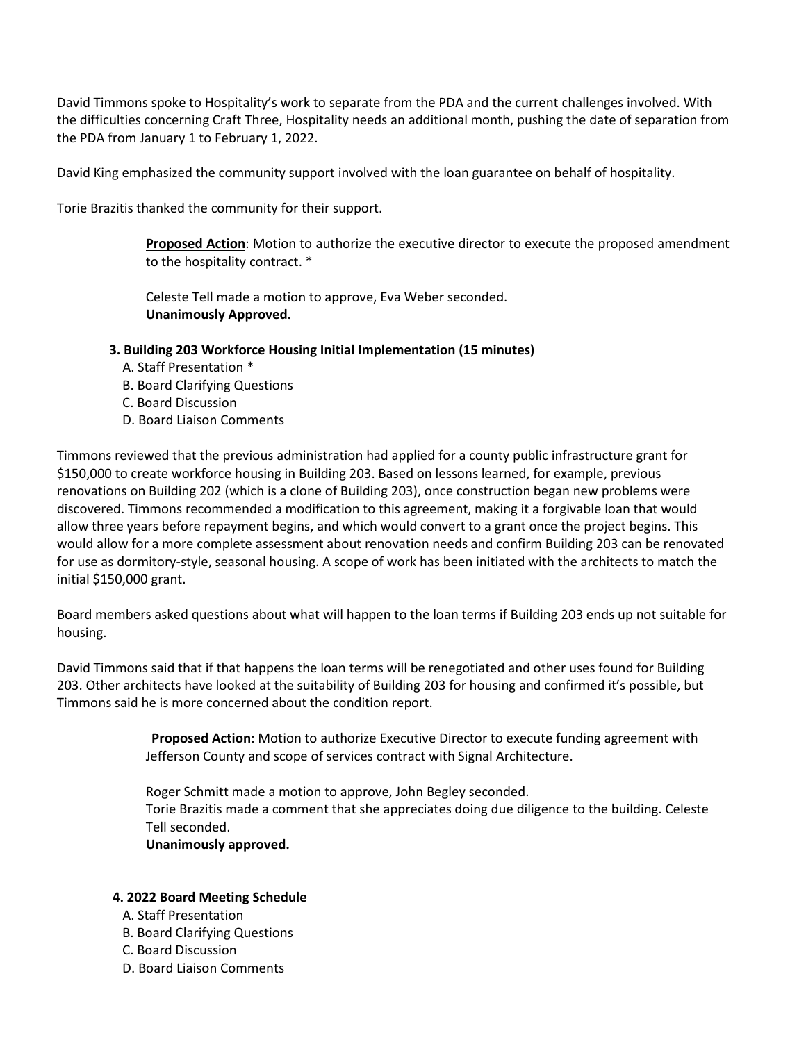David Timmons spoke to Hospitality's work to separate from the PDA and the current challenges involved. With the difficulties concerning Craft Three, Hospitality needs an additional month, pushing the date of separation from the PDA from January 1 to February 1, 2022.

David King emphasized the community support involved with the loan guarantee on behalf of hospitality.

Torie Brazitis thanked the community for their support.

> **Proposed Action**: Motion to authorize the executive director to execute the proposed amendment to the hospitality contract. *
>
> Celeste Tell made a motion to approve, Eva Weber seconded.
> **Unanimously Approved.**

**3. Building 203 Workforce Housing Initial Implementation (15 minutes)**

A. Staff Presentation *
B. Board Clarifying Questions
C. Board Discussion
D. Board Liaison Comments

Timmons reviewed that the previous administration had applied for a county public infrastructure grant for $150,000 to create workforce housing in Building 203. Based on lessons learned, for example, previous renovations on Building 202 (which is a clone of Building 203), once construction began new problems were discovered. Timmons recommended a modification to this agreement, making it a forgivable loan that would allow three years before repayment begins, and which would convert to a grant once the project begins. This would allow for a more complete assessment about renovation needs and confirm Building 203 can be renovated for use as dormitory-style, seasonal housing. A scope of work has been initiated with the architects to match the initial $150,000 grant.

Board members asked questions about what will happen to the loan terms if Building 203 ends up not suitable for housing.

David Timmons said that if that happens the loan terms will be renegotiated and other uses found for Building 203. Other architects have looked at the suitability of Building 203 for housing and confirmed it's possible, but Timmons said he is more concerned about the condition report.

> **Proposed Action**: Motion to authorize Executive Director to execute funding agreement with Jefferson County and scope of services contract with Signal Architecture.
>
> Roger Schmitt made a motion to approve, John Begley seconded.
> Torie Brazitis made a comment that she appreciates doing due diligence to the building. Celeste Tell seconded.
> **Unanimously approved.**

**4. 2022 Board Meeting Schedule**

A. Staff Presentation
B. Board Clarifying Questions
C. Board Discussion
D. Board Liaison Comments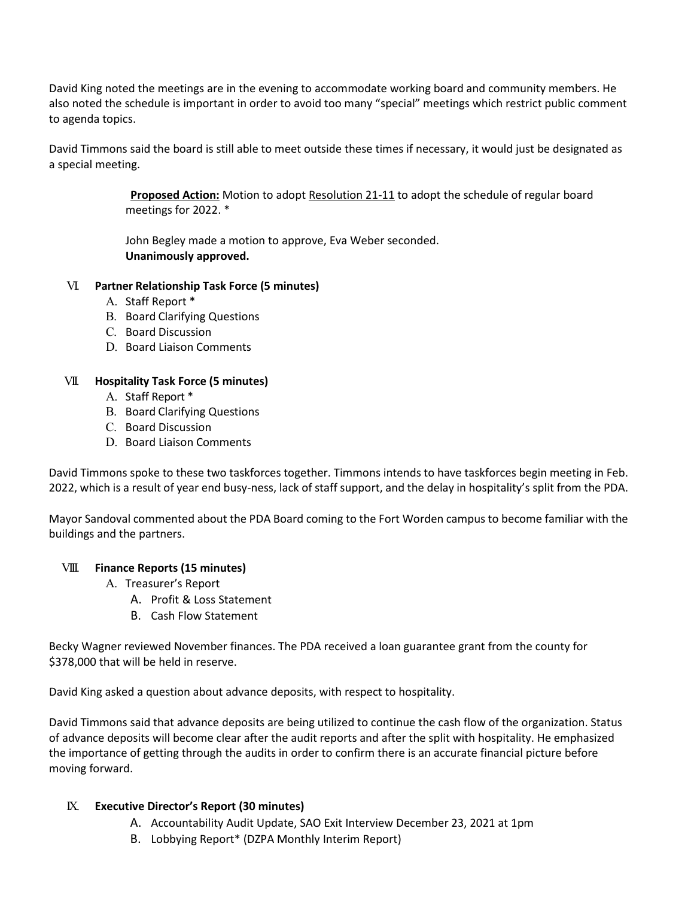David King noted the meetings are in the evening to accommodate working board and community members. He also noted the schedule is important in order to avoid too many "special" meetings which restrict public comment to agenda topics.

David Timmons said the board is still able to meet outside these times if necessary, it would just be designated as a special meeting.

> **Proposed Action:** Motion to adopt Resolution 21-11 to adopt the schedule of regular board meetings for 2022. *
>
> John Begley made a motion to approve, Eva Weber seconded.
> **Unanimously approved.**

VI. **Partner Relationship Task Force (5 minutes)**

  A. Staff Report *
  B. Board Clarifying Questions
  C. Board Discussion
  D. Board Liaison Comments

VII. **Hospitality Task Force (5 minutes)**

  A. Staff Report *
  B. Board Clarifying Questions
  C. Board Discussion
  D. Board Liaison Comments

David Timmons spoke to these two taskforces together. Timmons intends to have taskforces begin meeting in Feb. 2022, which is a result of year end busy-ness, lack of staff support, and the delay in hospitality's split from the PDA.

Mayor Sandoval commented about the PDA Board coming to the Fort Worden campus to become familiar with the buildings and the partners.

VIII. **Finance Reports (15 minutes)**

  A. Treasurer's Report
    A. Profit & Loss Statement
    B. Cash Flow Statement

Becky Wagner reviewed November finances. The PDA received a loan guarantee grant from the county for $378,000 that will be held in reserve.

David King asked a question about advance deposits, with respect to hospitality.

David Timmons said that advance deposits are being utilized to continue the cash flow of the organization. Status of advance deposits will become clear after the audit reports and after the split with hospitality. He emphasized the importance of getting through the audits in order to confirm there is an accurate financial picture before moving forward.

IX. **Executive Director's Report (30 minutes)**

  A. Accountability Audit Update, SAO Exit Interview December 23, 2021 at 1pm
  B. Lobbying Report* (DZPA Monthly Interim Report)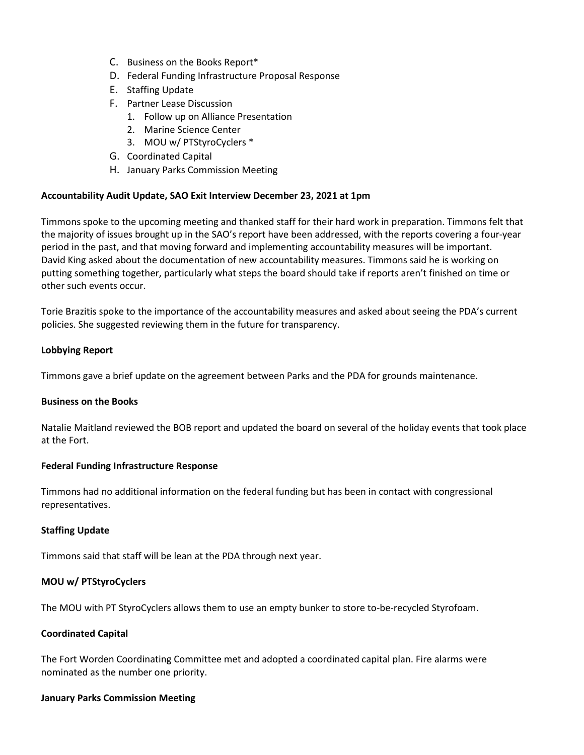C. Business on the Books Report*
D. Federal Funding Infrastructure Proposal Response
E. Staffing Update
F. Partner Lease Discussion
    1. Follow up on Alliance Presentation
    2. Marine Science Center
    3. MOU w/ PTStyroCyclers *
G. Coordinated Capital
H. January Parks Commission Meeting

**Accountability Audit Update, SAO Exit Interview December 23, 2021 at 1pm**

Timmons spoke to the upcoming meeting and thanked staff for their hard work in preparation. Timmons felt that the majority of issues brought up in the SAO's report have been addressed, with the reports covering a four-year period in the past, and that moving forward and implementing accountability measures will be important. David King asked about the documentation of new accountability measures. Timmons said he is working on putting something together, particularly what steps the board should take if reports aren't finished on time or other such events occur.

Torie Brazitis spoke to the importance of the accountability measures and asked about seeing the PDA's current policies. She suggested reviewing them in the future for transparency.

**Lobbying Report**

Timmons gave a brief update on the agreement between Parks and the PDA for grounds maintenance.

**Business on the Books**

Natalie Maitland reviewed the BOB report and updated the board on several of the holiday events that took place at the Fort.

**Federal Funding Infrastructure Response**

Timmons had no additional information on the federal funding but has been in contact with congressional representatives.

**Staffing Update**

Timmons said that staff will be lean at the PDA through next year.

**MOU w/ PTStyroCyclers**

The MOU with PT StyroCyclers allows them to use an empty bunker to store to-be-recycled Styrofoam.

**Coordinated Capital**

The Fort Worden Coordinating Committee met and adopted a coordinated capital plan. Fire alarms were nominated as the number one priority.

**January Parks Commission Meeting**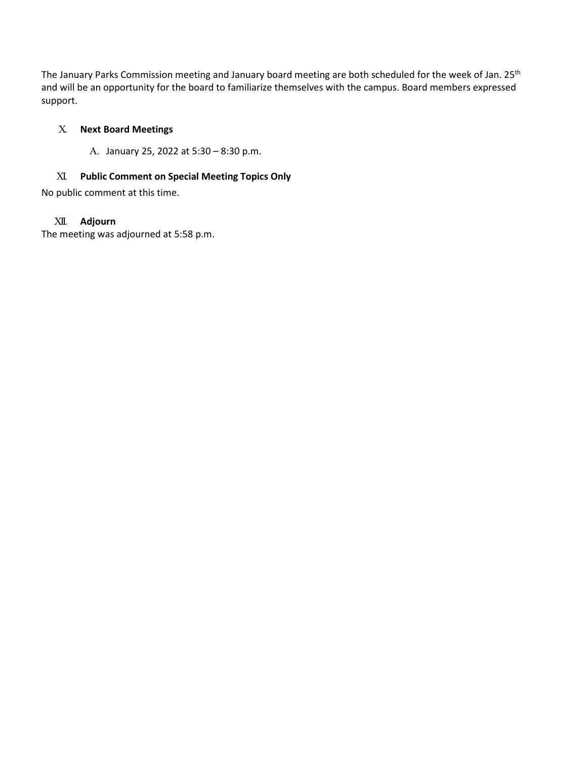The January Parks Commission meeting and January board meeting are both scheduled for the week of Jan. 25th and will be an opportunity for the board to familiarize themselves with the campus. Board members expressed support.

## X. Next Board Meetings

A. January 25, 2022 at 5:30 – 8:30 p.m.

## XI. Public Comment on Special Meeting Topics Only

No public comment at this time.

## XII. Adjourn

The meeting was adjourned at 5:58 p.m.